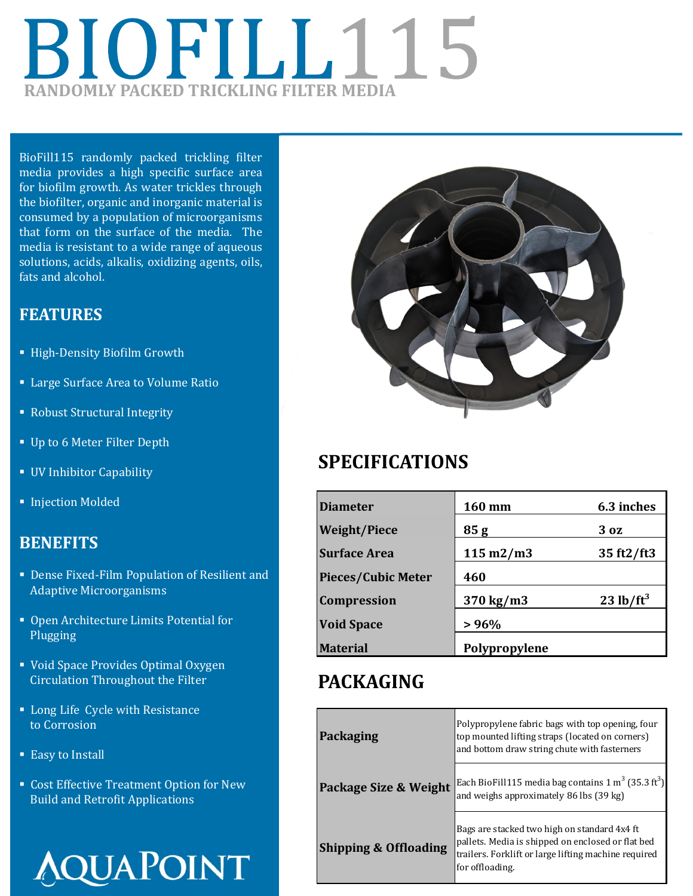# BIOFILL115

RANDOMLY PACKED TRICKLING FILTER MEDIA

BioFill115 randomly packed trickling filter media provides a high specific surface area for biofilm growth. As water trickles through the biofilter, organic and inorganic material is consumed by a population of microorganisms that form on the surface of the media. The media is resistant to a wide range of aqueous solutions, acids, alkalis, oxidizing agents, oils, fats and alcohol.

## FEATURES

- High-Density Biofilm Growth
- Large Surface Area to Volume Ratio
- Robust Structural Integrity
- Up to 6 Meter Filter Depth
- UV Inhibitor Capability
- Injection Molded

## BENEFITS

- Dense Fixed-Film Population of Resilient and Adaptive Microorganisms
- Open Architecture Limits Potential for Plugging
- Void Space Provides Optimal Oxygen Circulation Throughout the Filter
- Long Life Cycle with Resistance to Corrosion
- Easy to Install
- Cost Effective Treatment Option for New Build and Retrofit Applications

AQUAPOINT

## SPECIFICATIONS

| | | |
|---|---|---|
| **Diameter** | **160 mm** | **6.3 inches** |
| **Weight/Piece** | **85 g** | **3 oz** |
| **Surface Area** | **115 m2/m3** | **35 ft2/ft3** |
| **Pieces/Cubic Meter** | **460** | |
| **Compression** | **370 kg/m3** | **23 lb/ft$^3$** |
| **Void Space** | **> 96%** | |
| **Material** | **Polypropylene** | |

## PACKAGING

| | |
|---|---|
| **Packaging** | Polypropylene fabric bags with top opening, four top mounted lifting straps (located on corners) and bottom draw string chute with fasterners |
| **Package Size & Weight** | Each BioFill115 media bag contains 1 m$^3$ (35.3 ft$^3$) and weighs approximately 86 lbs (39 kg) |
| **Shipping & Offloading** | Bags are stacked two high on standard 4x4 ft pallets. Media is shipped on enclosed or flat bed trailers. Forklift or large lifting machine required for offloading. |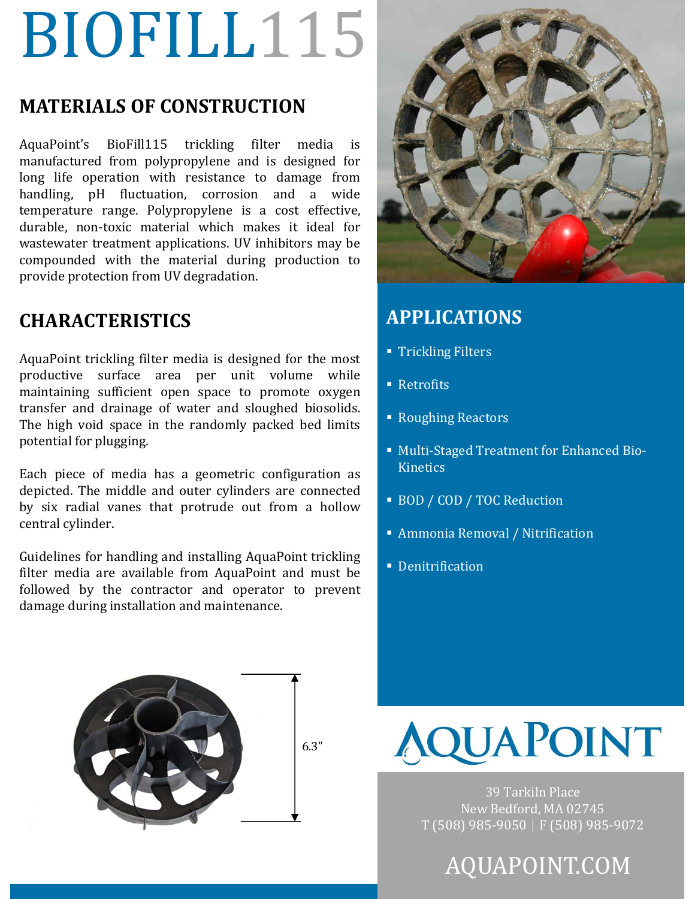# BIOFILL115

## MATERIALS OF CONSTRUCTION

AquaPoint's BioFill115 trickling filter media is manufactured from polypropylene and is designed for long life operation with resistance to damage from handling, pH fluctuation, corrosion and a wide temperature range. Polypropylene is a cost effective, durable, non-toxic material which makes it ideal for wastewater treatment applications. UV inhibitors may be compounded with the material during production to provide protection from UV degradation.

## CHARACTERISTICS

AquaPoint trickling filter media is designed for the most productive surface area per unit volume while maintaining sufficient open space to promote oxygen transfer and drainage of water and sloughed biosolids. The high void space in the randomly packed bed limits potential for plugging.

Each piece of media has a geometric configuration as depicted. The middle and outer cylinders are connected by six radial vanes that protrude out from a hollow central cylinder.

Guidelines for handling and installing AquaPoint trickling filter media are available from AquaPoint and must be followed by the contractor and operator to prevent damage during installation and maintenance.

6.3"

## APPLICATIONS

- Trickling Filters
- Retrofits
- Roughing Reactors
- Multi-Staged Treatment for Enhanced Bio-Kinetics
- BOD / COD / TOC Reduction
- Ammonia Removal / Nitrification
- Denitrification

AQUAPOINT

39 Tarkiln Place
New Bedford, MA 02745
T (508) 985-9050 | F (508) 985-9072

AQUAPOINT.COM